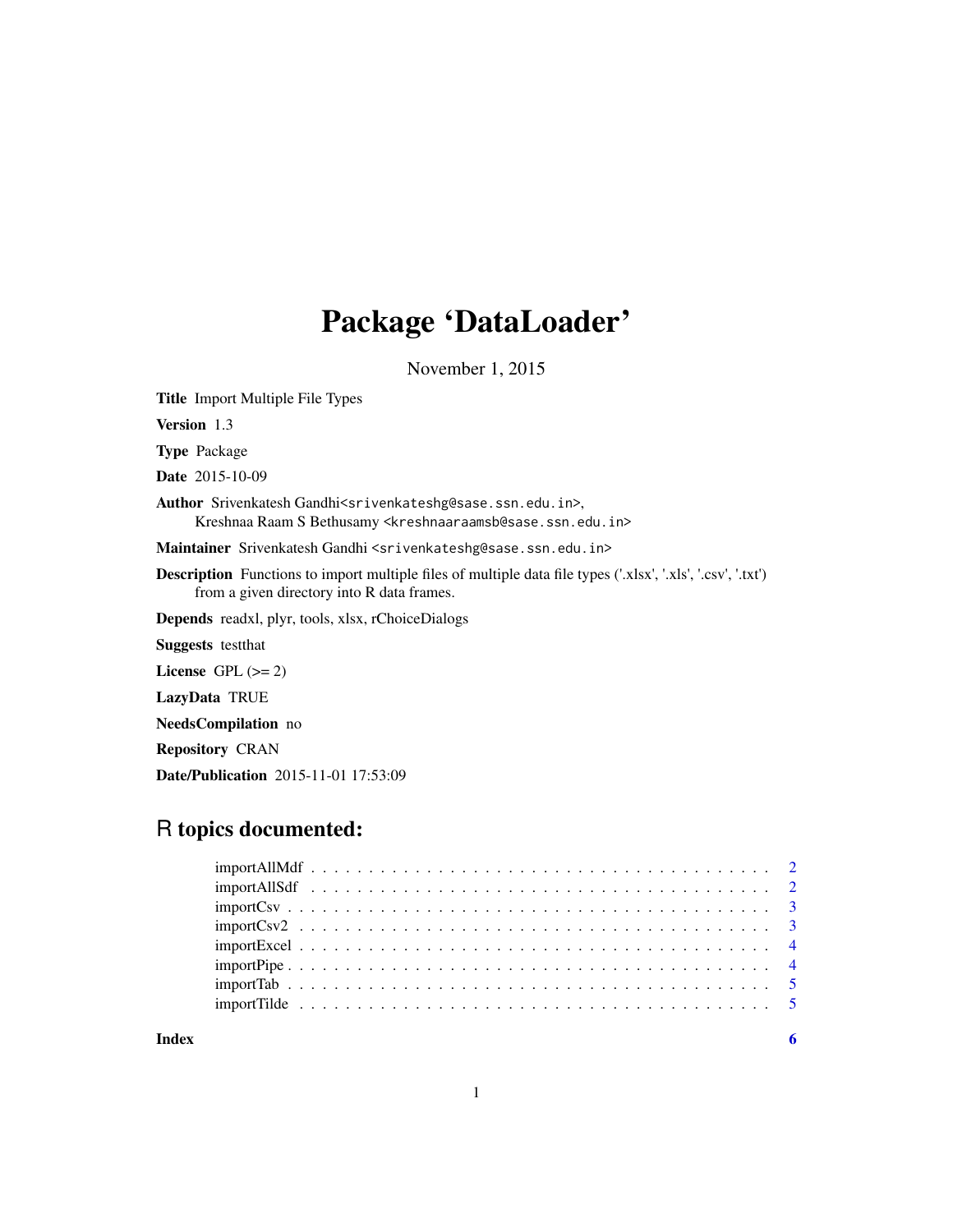# Package 'DataLoader'

November 1, 2015

**Title** Import Multiple File Types

**Version** 1.3

**Type** Package

**Date** 2015-10-09

**Author** Srivenkatesh Gandhi<srivenkateshg@sase.ssn.edu.in>,
Kreshnaa Raam S Bethusamy <kreshnaaraamsb@sase.ssn.edu.in>

**Maintainer** Srivenkatesh Gandhi <srivenkateshg@sase.ssn.edu.in>

**Description** Functions to import multiple files of multiple data file types ('.xlsx', '.xls', '.csv', '.txt') from a given directory into R data frames.

**Depends** readxl, plyr, tools, xlsx, rChoiceDialogs

**Suggests** testthat

**License** GPL (>= 2)

**LazyData** TRUE

**NeedsCompilation** no

**Repository** CRAN

**Date/Publication** 2015-11-01 17:53:09

## R topics documented:

importAllMdf . . . . . . . . . . . . . . . . . . . . . . . . . . . . . . . . . . . . . . . 2
importAllSdf . . . . . . . . . . . . . . . . . . . . . . . . . . . . . . . . . . . . . . . 2
importCsv . . . . . . . . . . . . . . . . . . . . . . . . . . . . . . . . . . . . . . . . 3
importCsv2 . . . . . . . . . . . . . . . . . . . . . . . . . . . . . . . . . . . . . . . 3
importExcel . . . . . . . . . . . . . . . . . . . . . . . . . . . . . . . . . . . . . . . 4
importPipe . . . . . . . . . . . . . . . . . . . . . . . . . . . . . . . . . . . . . . . . 4
importTab . . . . . . . . . . . . . . . . . . . . . . . . . . . . . . . . . . . . . . . . 5
importTilde . . . . . . . . . . . . . . . . . . . . . . . . . . . . . . . . . . . . . . . 5

**Index** 6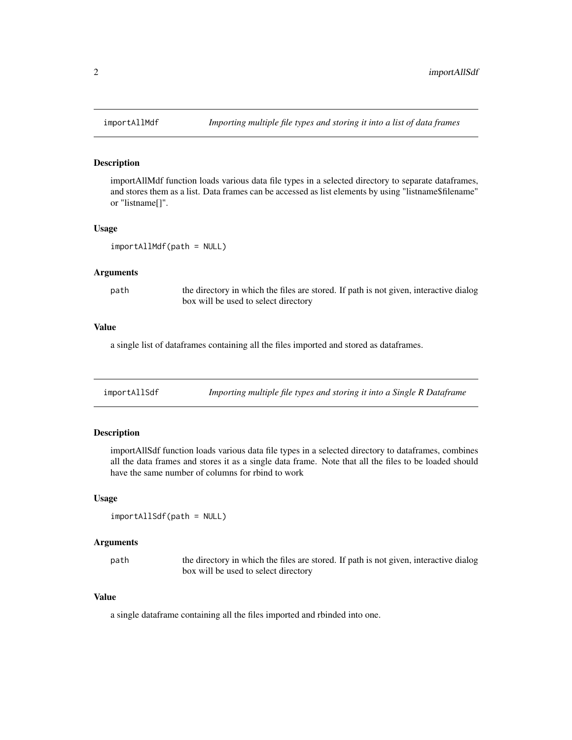## importAllMdf — *Importing multiple file types and storing it into a list of data frames*

### Description

importAllMdf function loads various data file types in a selected directory to separate dataframes, and stores them as a list. Data frames can be accessed as list elements by using "listname$filename" or "listname[]".

### Usage

```
importAllMdf(path = NULL)
```

### Arguments

| | |
|---|---|
| path | the directory in which the files are stored. If path is not given, interactive dialog box will be used to select directory |

### Value

a single list of dataframes containing all the files imported and stored as dataframes.

## importAllSdf — *Importing multiple file types and storing it into a Single R Dataframe*

### Description

importAllSdf function loads various data file types in a selected directory to dataframes, combines all the data frames and stores it as a single data frame. Note that all the files to be loaded should have the same number of columns for rbind to work

### Usage

```
importAllSdf(path = NULL)
```

### Arguments

| | |
|---|---|
| path | the directory in which the files are stored. If path is not given, interactive dialog box will be used to select directory |

### Value

a single dataframe containing all the files imported and rbinded into one.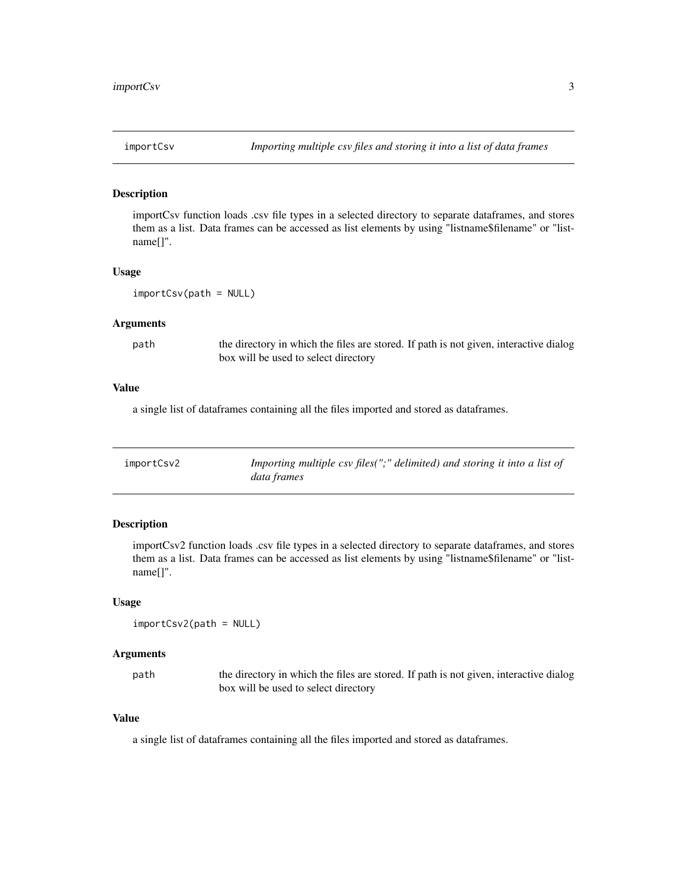## importCsv — *Importing multiple csv files and storing it into a list of data frames*

### Description

importCsv function loads .csv file types in a selected directory to separate dataframes, and stores them as a list. Data frames can be accessed as list elements by using "listname$filename" or "listname[]".

### Usage

```
importCsv(path = NULL)
```

### Arguments

| | |
|---|---|
| `path` | the directory in which the files are stored. If path is not given, interactive dialog box will be used to select directory |

### Value

a single list of dataframes containing all the files imported and stored as dataframes.

## importCsv2 — *Importing multiple csv files(";" delimited) and storing it into a list of data frames*

### Description

importCsv2 function loads .csv file types in a selected directory to separate dataframes, and stores them as a list. Data frames can be accessed as list elements by using "listname$filename" or "listname[]".

### Usage

```
importCsv2(path = NULL)
```

### Arguments

| | |
|---|---|
| `path` | the directory in which the files are stored. If path is not given, interactive dialog box will be used to select directory |

### Value

a single list of dataframes containing all the files imported and stored as dataframes.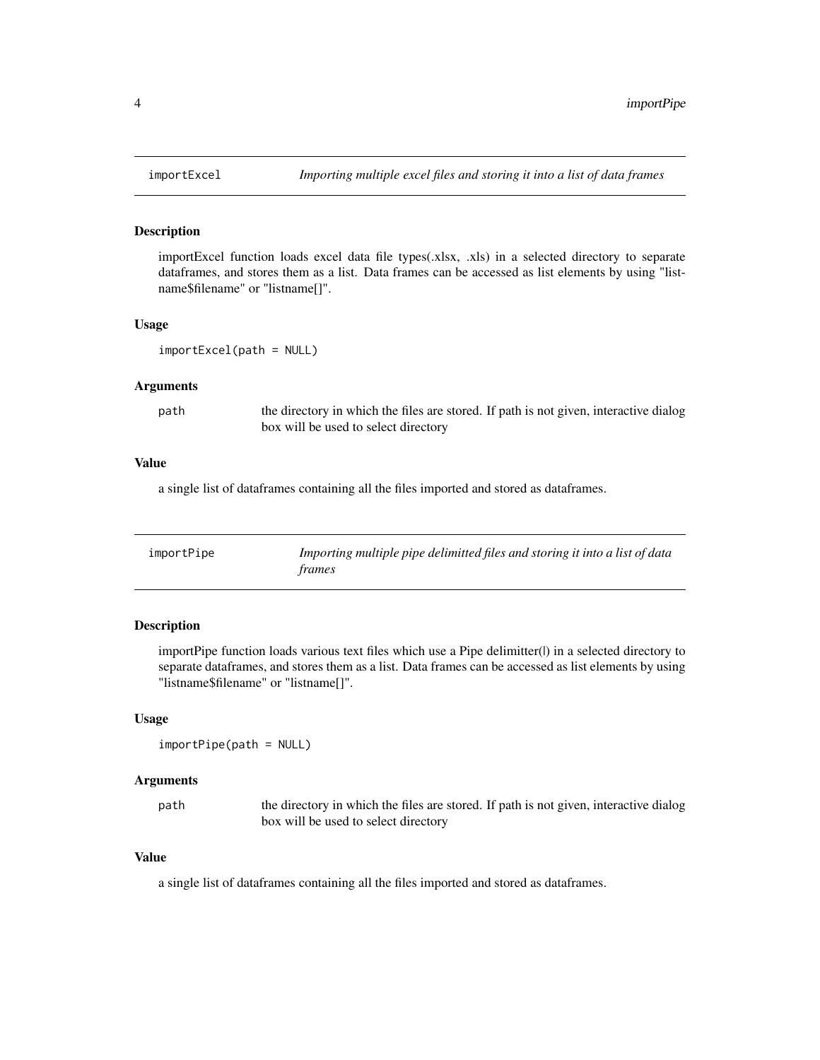## importExcel — *Importing multiple excel files and storing it into a list of data frames*

### Description

importExcel function loads excel data file types(.xlsx, .xls) in a selected directory to separate dataframes, and stores them as a list. Data frames can be accessed as list elements by using "listname$filename" or "listname[]".

### Usage

```
importExcel(path = NULL)
```

### Arguments

| | |
|---|---|
| path | the directory in which the files are stored. If path is not given, interactive dialog box will be used to select directory |

### Value

a single list of dataframes containing all the files imported and stored as dataframes.

## importPipe — *Importing multiple pipe delimitted files and storing it into a list of data frames*

### Description

importPipe function loads various text files which use a Pipe delimitter(|) in a selected directory to separate dataframes, and stores them as a list. Data frames can be accessed as list elements by using "listname$filename" or "listname[]".

### Usage

```
importPipe(path = NULL)
```

### Arguments

| | |
|---|---|
| path | the directory in which the files are stored. If path is not given, interactive dialog box will be used to select directory |

### Value

a single list of dataframes containing all the files imported and stored as dataframes.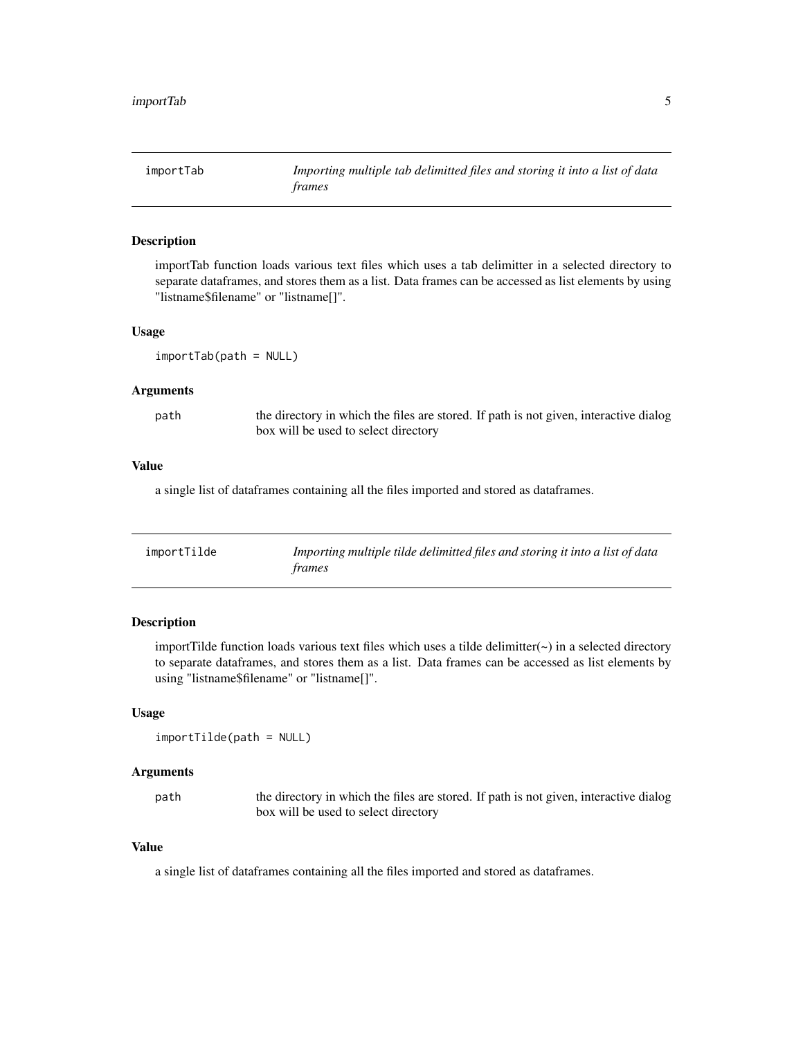## importTab — *Importing multiple tab delimitted files and storing it into a list of data frames*

### Description

importTab function loads various text files which uses a tab delimitter in a selected directory to separate dataframes, and stores them as a list. Data frames can be accessed as list elements by using "listname$filename" or "listname[]".

### Usage

```
importTab(path = NULL)
```

### Arguments

| | |
|---|---|
| path | the directory in which the files are stored. If path is not given, interactive dialog box will be used to select directory |

### Value

a single list of dataframes containing all the files imported and stored as dataframes.

## importTilde — *Importing multiple tilde delimitted files and storing it into a list of data frames*

### Description

importTilde function loads various text files which uses a tilde delimitter(~) in a selected directory to separate dataframes, and stores them as a list. Data frames can be accessed as list elements by using "listname$filename" or "listname[]".

### Usage

```
importTilde(path = NULL)
```

### Arguments

| | |
|---|---|
| path | the directory in which the files are stored. If path is not given, interactive dialog box will be used to select directory |

### Value

a single list of dataframes containing all the files imported and stored as dataframes.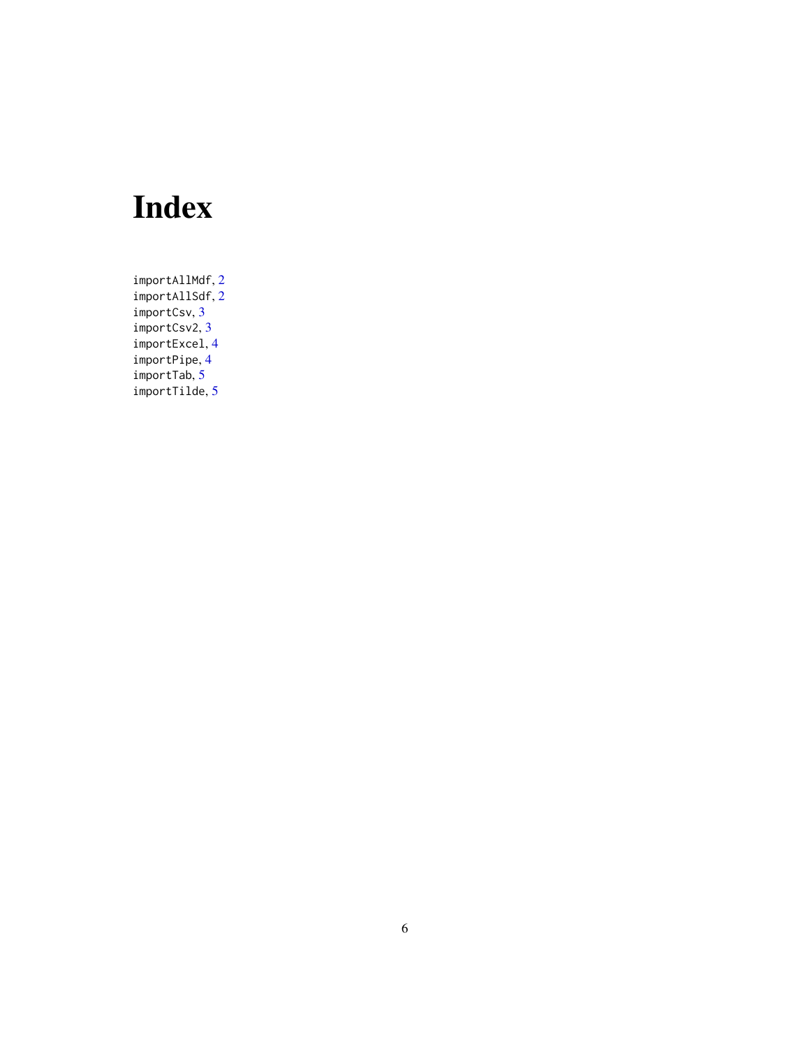# Index

importAllMdf, 2
importAllSdf, 2
importCsv, 3
importCsv2, 3
importExcel, 4
importPipe, 4
importTab, 5
importTilde, 5